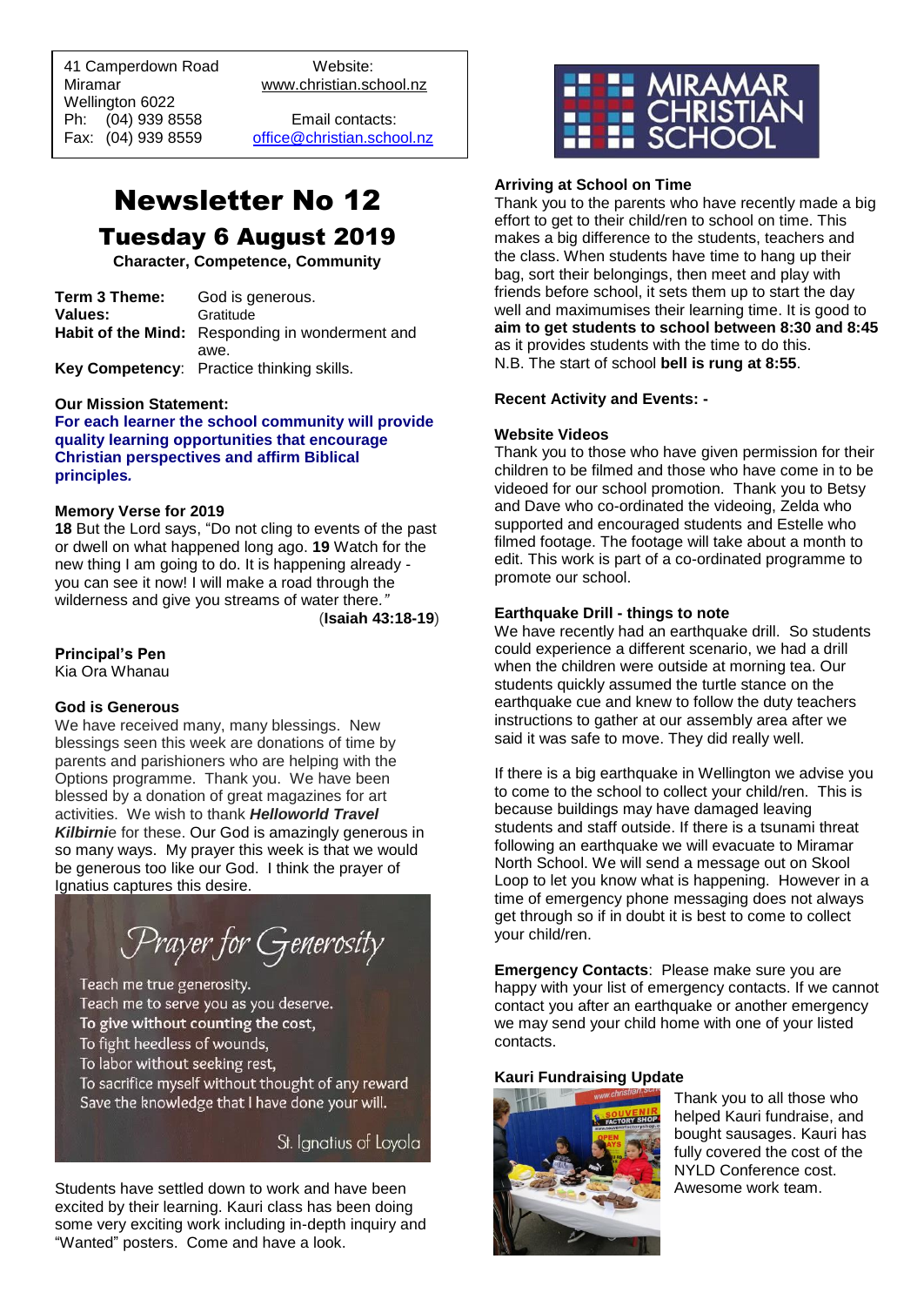41 Camperdown Road
Miramar
Wellington 6022
Ph: (04) 939 8558
Fax: (04) 939 8559

Website:
www.christian.school.nz

Email contacts:
office@christian.school.nz

MIRAMAR CHRISTIAN SCHOOL

# Newsletter No 12

## Tuesday 6 August 2019

**Character, Competence, Community**

**Term 3 Theme:** God is generous.
**Values:** Gratitude
**Habit of the Mind:** Responding in wonderment and awe.
**Key Competency**: Practice thinking skills.

**Our Mission Statement:**
**For each learner the school community will provide quality learning opportunities that encourage Christian perspectives and affirm Biblical principles.**

**Memory Verse for 2019**
**18** But the Lord says, "Do not cling to events of the past or dwell on what happened long ago. **19** Watch for the new thing I am going to do. It is happening already - you can see it now! I will make a road through the wilderness and give you streams of water there."
(**Isaiah 43:18-19**)

**Principal's Pen**
Kia Ora Whanau

**God is Generous**
We have received many, many blessings. New blessings seen this week are donations of time by parents and parishioners who are helping with the Options programme. Thank you. We have been blessed by a donation of great magazines for art activities. We wish to thank ***Helloworld Travel Kilbirni***e for these. Our God is amazingly generous in so many ways. My prayer this week is that we would be generous too like our God. I think the prayer of Ignatius captures this desire.

*Prayer for Generosity*

Teach me true generosity.
Teach me to serve you as you deserve.
To give without counting the cost,
To fight heedless of wounds,
To labor without seeking rest,
To sacrifice myself without thought of any reward
Save the knowledge that I have done your will.

St. Ignatius of Loyola

Students have settled down to work and have been excited by their learning. Kauri class has been doing some very exciting work including in-depth inquiry and "Wanted" posters. Come and have a look.

**Arriving at School on Time**
Thank you to the parents who have recently made a big effort to get to their child/ren to school on time. This makes a big difference to the students, teachers and the class. When students have time to hang up their bag, sort their belongings, then meet and play with friends before school, it sets them up to start the day well and maximumises their learning time. It is good to **aim to get students to school between 8:30 and 8:45** as it provides students with the time to do this.
N.B. The start of school **bell is rung at 8:55**.

**Recent Activity and Events: -**

**Website Videos**
Thank you to those who have given permission for their children to be filmed and those who have come in to be videoed for our school promotion. Thank you to Betsy and Dave who co-ordinated the videoing, Zelda who supported and encouraged students and Estelle who filmed footage. The footage will take about a month to edit. This work is part of a co-ordinated programme to promote our school.

**Earthquake Drill - things to note**
We have recently had an earthquake drill. So students could experience a different scenario, we had a drill when the children were outside at morning tea. Our students quickly assumed the turtle stance on the earthquake cue and knew to follow the duty teachers instructions to gather at our assembly area after we said it was safe to move. They did really well.

If there is a big earthquake in Wellington we advise you to come to the school to collect your child/ren. This is because buildings may have damaged leaving students and staff outside. If there is a tsunami threat following an earthquake we will evacuate to Miramar North School. We will send a message out on Skool Loop to let you know what is happening. However in a time of emergency phone messaging does not always get through so if in doubt it is best to come to collect your child/ren.

**Emergency Contacts**: Please make sure you are happy with your list of emergency contacts. If we cannot contact you after an earthquake or another emergency we may send your child home with one of your listed contacts.

**Kauri Fundraising Update**
Thank you to all those who helped Kauri fundraise, and bought sausages. Kauri has fully covered the cost of the NYLD Conference cost. Awesome work team.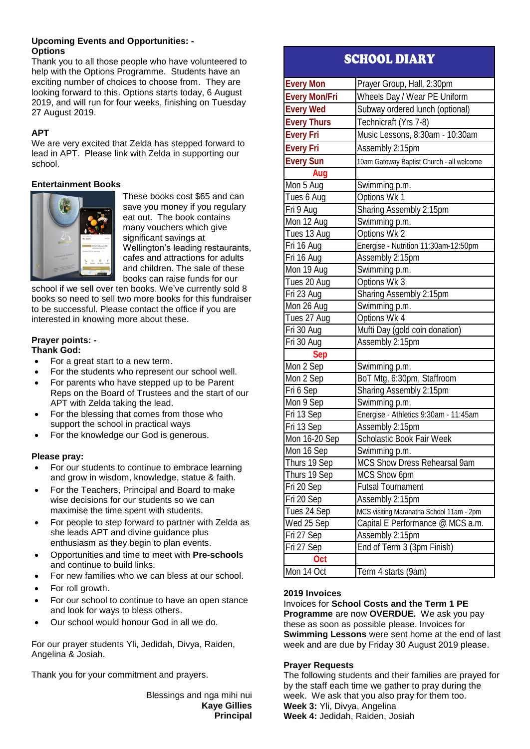**Upcoming Events and Opportunities: - Options**

Thank you to all those people who have volunteered to help with the Options Programme. Students have an exciting number of choices to choose from. They are looking forward to this. Options starts today, 6 August 2019, and will run for four weeks, finishing on Tuesday 27 August 2019.

**APT**

We are very excited that Zelda has stepped forward to lead in APT. Please link with Zelda in supporting our school.

**Entertainment Books**

These books cost $65 and can save you money if you regulary eat out. The book contains many vouchers which give significant savings at Wellington's leading restaurants, cafes and attractions for adults and children. The sale of these books can raise funds for our school if we sell over ten books. We've currently sold 8 books so need to sell two more books for this fundraiser to be successful. Please contact the office if you are interested in knowing more about these.

**Prayer points: -**
**Thank God:**

- For a great start to a new term.
- For the students who represent our school well.
- For parents who have stepped up to be Parent Reps on the Board of Trustees and the start of our APT with Zelda taking the lead.
- For the blessing that comes from those who support the school in practical ways
- For the knowledge our God is generous.

**Please pray:**

- For our students to continue to embrace learning and grow in wisdom, knowledge, statue & faith.
- For the Teachers, Principal and Board to make wise decisions for our students so we can maximise the time spent with students.
- For people to step forward to partner with Zelda as she leads APT and divine guidance plus enthusiasm as they begin to plan events.
- Opportunities and time to meet with **Pre-school**s and continue to build links.
- For new families who we can bless at our school.
- For roll growth.
- For our school to continue to have an open stance and look for ways to bless others.
- Our school would honour God in all we do.

For our prayer students Yli, Jedidah, Divya, Raiden, Angelina & Josiah.

Thank you for your commitment and prayers.

Blessings and nga mihi nui
**Kaye Gillies**
**Principal**

## SCHOOL DIARY

| | |
|---|---|
| **Every Mon** | Prayer Group, Hall, 2:30pm |
| **Every Mon/Fri** | Wheels Day / Wear PE Uniform |
| **Every Wed** | Subway ordered lunch (optional) |
| **Every Thurs** | Technicraft (Yrs 7-8) |
| **Every Fri** | Music Lessons, 8:30am - 10:30am |
| **Every Fri** | Assembly 2:15pm |
| **Every Sun** | 10am Gateway Baptist Church - all welcome |
| **Aug** | |
| Mon 5 Aug | Swimming p.m. |
| Tues 6 Aug | Options Wk 1 |
| Fri 9 Aug | Sharing Assembly 2:15pm |
| Mon 12 Aug | Swimming p.m. |
| Tues 13 Aug | Options Wk 2 |
| Fri 16 Aug | Energise - Nutrition 11:30am-12:50pm |
| Fri 16 Aug | Assembly 2:15pm |
| Mon 19 Aug | Swimming p.m. |
| Tues 20 Aug | Options Wk 3 |
| Fri 23 Aug | Sharing Assembly 2:15pm |
| Mon 26 Aug | Swimming p.m. |
| Tues 27 Aug | Options Wk 4 |
| Fri 30 Aug | Mufti Day (gold coin donation) |
| Fri 30 Aug | Assembly 2:15pm |
| **Sep** | |
| Mon 2 Sep | Swimming p.m. |
| Mon 2 Sep | BoT Mtg, 6:30pm, Staffroom |
| Fri 6 Sep | Sharing Assembly 2:15pm |
| Mon 9 Sep | Swimming p.m. |
| Fri 13 Sep | Energise - Athletics 9:30am - 11:45am |
| Fri 13 Sep | Assembly 2:15pm |
| Mon 16-20 Sep | Scholastic Book Fair Week |
| Mon 16 Sep | Swimming p.m. |
| Thurs 19 Sep | MCS Show Dress Rehearsal 9am |
| Thurs 19 Sep | MCS Show 6pm |
| Fri 20 Sep | Futsal Tournament |
| Fri 20 Sep | Assembly 2:15pm |
| Tues 24 Sep | MCS visiting Maranatha School 11am - 2pm |
| Wed 25 Sep | Capital E Performance @ MCS a.m. |
| Fri 27 Sep | Assembly 2:15pm |
| Fri 27 Sep | End of Term 3 (3pm Finish) |
| **Oct** | |
| Mon 14 Oct | Term 4 starts (9am) |

**2019 Invoices**

Invoices for **School Costs and the Term 1 PE Programme** are now **OVERDUE.** We ask you pay these as soon as possible please. Invoices for **Swimming Lessons** were sent home at the end of last week and are due by Friday 30 August 2019 please.

**Prayer Requests**

The following students and their families are prayed for by the staff each time we gather to pray during the week. We ask that you also pray for them too.

**Week 3:** Yli, Divya, Angelina
**Week 4:** Jedidah, Raiden, Josiah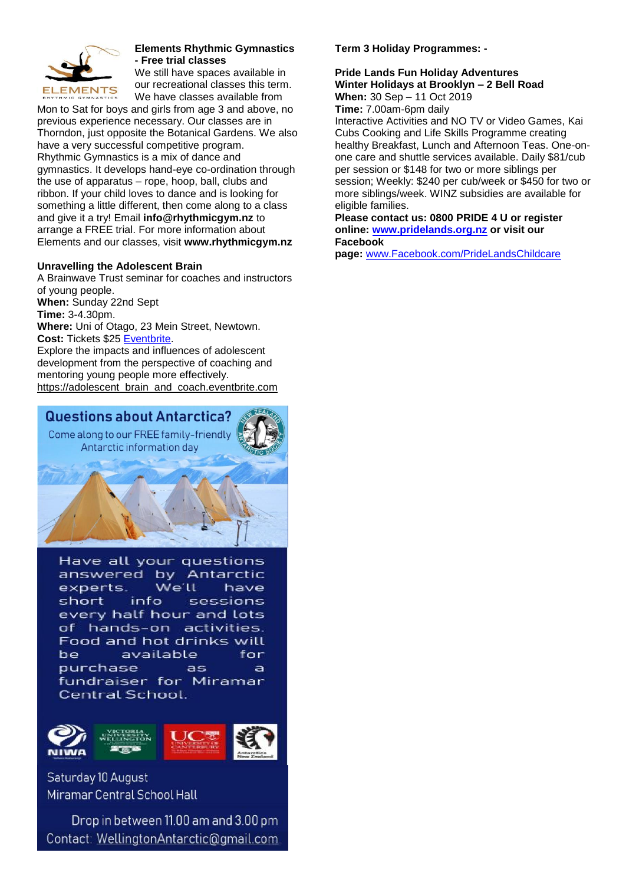**Elements Rhythmic Gymnastics - Free trial classes**

We still have spaces available in our recreational classes this term. We have classes available from Mon to Sat for boys and girls from age 3 and above, no previous experience necessary. Our classes are in Thorndon, just opposite the Botanical Gardens. We also have a very successful competitive program. Rhythmic Gymnastics is a mix of dance and gymnastics. It develops hand-eye co-ordination through the use of apparatus – rope, hoop, ball, clubs and ribbon. If your child loves to dance and is looking for something a little different, then come along to a class and give it a try! Email **info@rhythmicgym.nz** to arrange a FREE trial. For more information about Elements and our classes, visit **www.rhythmicgym.nz**

**Unravelling the Adolescent Brain**

A Brainwave Trust seminar for coaches and instructors of young people.

**When:** Sunday 22nd Sept

**Time:** 3-4.30pm.

**Where:** Uni of Otago, 23 Mein Street, Newtown.

**Cost:** Tickets $25 Eventbrite.

Explore the impacts and influences of adolescent development from the perspective of coaching and mentoring young people more effectively.

https://adolescent_brain_and_coach.eventbrite.com

**Questions about Antarctica?**

Come along to our FREE family-friendly Antarctic information day

Have all your questions answered by Antarctic experts. We'll have short info sessions every half hour and lots of hands-on activities. Food and hot drinks will be available for purchase as a fundraiser for Miramar Central School.

Saturday 10 August

Miramar Central School Hall

Drop in between 11.00 am and 3.00 pm

Contact: WellingtonAntarctic@gmail.com

**Term 3 Holiday Programmes: -**

**Pride Lands Fun Holiday Adventures**

**Winter Holidays at Brooklyn – 2 Bell Road**

**When:** 30 Sep – 11 Oct 2019

**Time:** 7.00am-6pm daily

Interactive Activities and NO TV or Video Games, Kai Cubs Cooking and Life Skills Programme creating healthy Breakfast, Lunch and Afternoon Teas. One-on-one care and shuttle services available. Daily $81/cub per session or $148 for two or more siblings per session; Weekly: $240 per cub/week or $450 for two or more siblings/week. WINZ subsidies are available for eligible families.

**Please contact us: 0800 PRIDE 4 U or register online: www.pridelands.org.nz or visit our Facebook page:** www.Facebook.com/PrideLandsChildcare